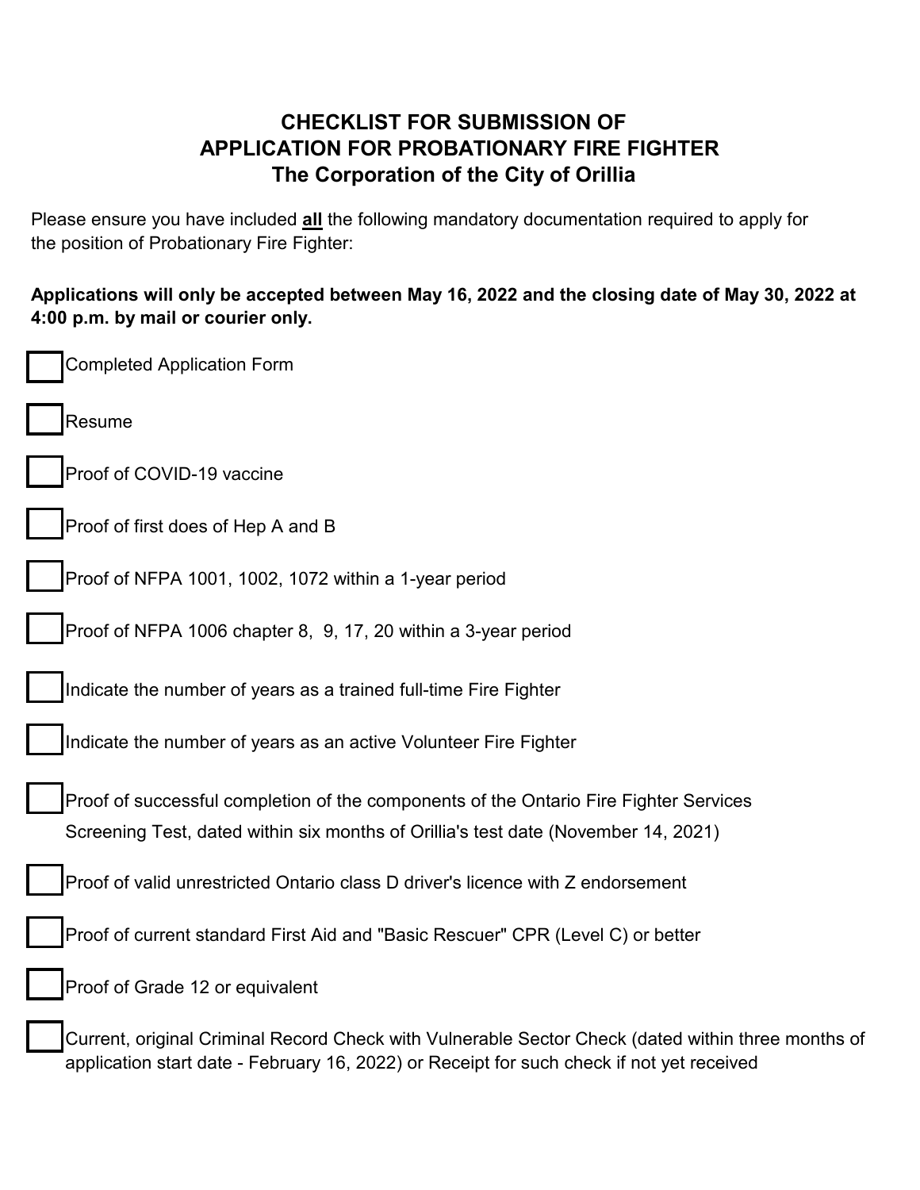# CHECKLIST FOR SUBMISSION OF APPLICATION FOR PROBATIONARY FIRE FIGHTER
## The Corporation of the City of Orillia

Please ensure you have included **all** the following mandatory documentation required to apply for the position of Probationary Fire Fighter:

**Applications will only be accepted between May 16, 2022 and the closing date of May 30, 2022 at 4:00 p.m. by mail or courier only.**

- [ ] Completed Application Form
- [ ] Resume
- [ ] Proof of COVID-19 vaccine
- [ ] Proof of first does of Hep A and B
- [ ] Proof of NFPA 1001, 1002, 1072 within a 1-year period
- [ ] Proof of NFPA 1006 chapter 8, 9, 17, 20 within a 3-year period
- [ ] Indicate the number of years as a trained full-time Fire Fighter
- [ ] Indicate the number of years as an active Volunteer Fire Fighter
- [ ] Proof of successful completion of the components of the Ontario Fire Fighter Services Screening Test, dated within six months of Orillia's test date (November 14, 2021)
- [ ] Proof of valid unrestricted Ontario class D driver's licence with Z endorsement
- [ ] Proof of current standard First Aid and "Basic Rescuer" CPR (Level C) or better
- [ ] Proof of Grade 12 or equivalent
- [ ] Current, original Criminal Record Check with Vulnerable Sector Check (dated within three months of application start date - February 16, 2022) or Receipt for such check if not yet received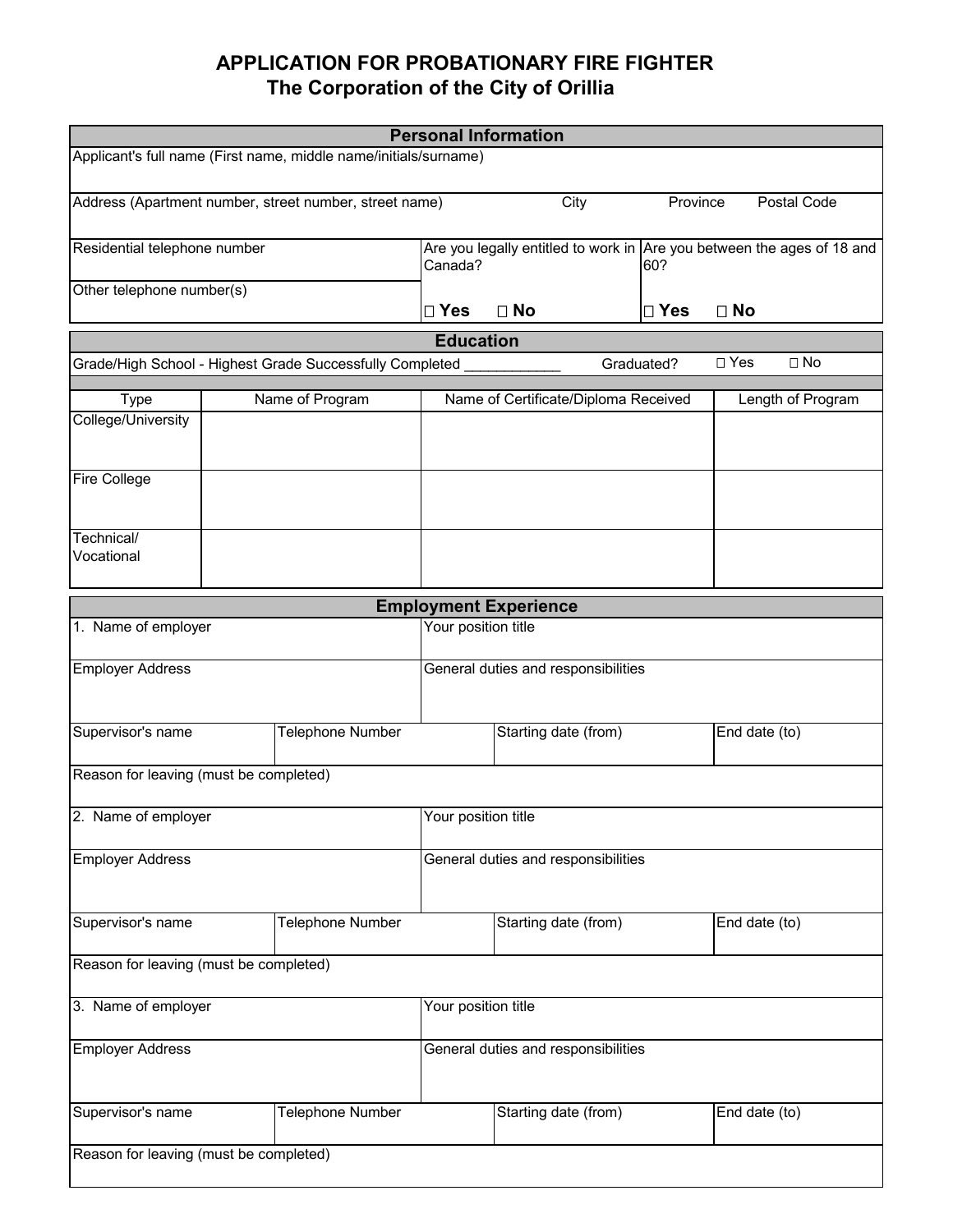# APPLICATION FOR PROBATIONARY FIRE FIGHTER
## The Corporation of the City of Orillia

| Personal Information | | | | | |
|---|---|---|---|---|---|
| Applicant's full name (First name, middle name/initials/surname) | | | | | |
| Address (Apartment number, street number, street name) | | City | | Province | Postal Code |
| Residential telephone number | Are you legally entitled to work in Canada? | | Are you between the ages of 18 and 60? | | |
| Other telephone number(s) | ☐ Yes ☐ No | | ☐ Yes ☐ No | | |

| Education | | | |
|---|---|---|---|
| Grade/High School - Highest Grade Successfully Completed ___________ | Graduated? | ☐ Yes | ☐ No |
| Type | Name of Program | Name of Certificate/Diploma Received | Length of Program |
| College/University | | | |
| Fire College | | | |
| Technical/ Vocational | | | |

| Employment Experience | | | |
|---|---|---|---|
| 1. Name of employer | | Your position title | |
| Employer Address | | General duties and responsibilities | |
| Supervisor's name | Telephone Number | Starting date (from) | End date (to) |
| Reason for leaving (must be completed) | | | |
| 2. Name of employer | | Your position title | |
| Employer Address | | General duties and responsibilities | |
| Supervisor's name | Telephone Number | Starting date (from) | End date (to) |
| Reason for leaving (must be completed) | | | |
| 3. Name of employer | | Your position title | |
| Employer Address | | General duties and responsibilities | |
| Supervisor's name | Telephone Number | Starting date (from) | End date (to) |
| Reason for leaving (must be completed) | | | |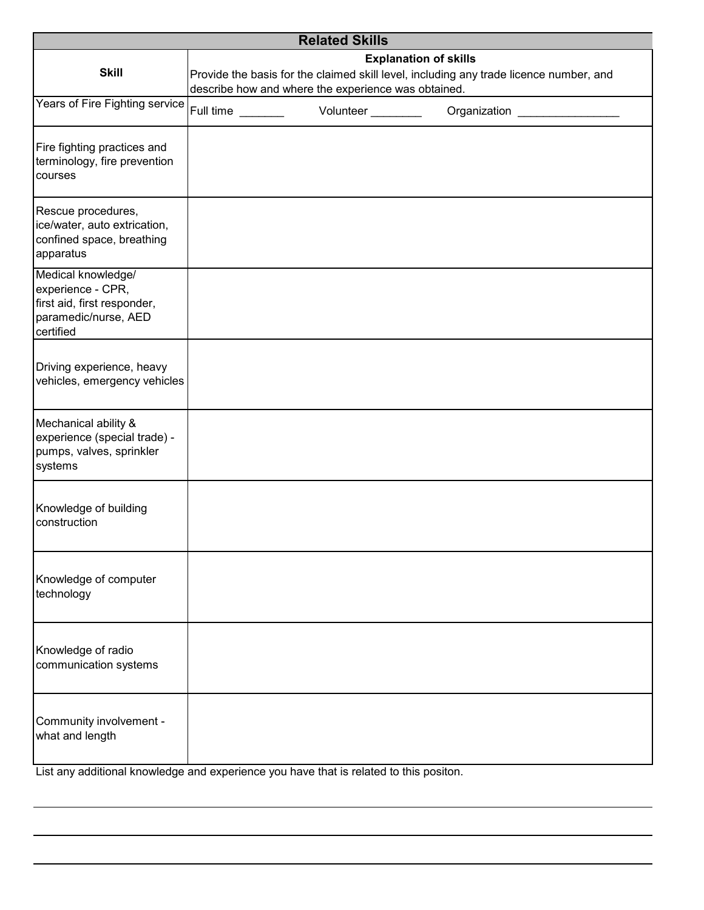## Related Skills

| Skill | Explanation of skills<br>Provide the basis for the claimed skill level, including any trade licence number, and describe how and where the experience was obtained. |
|---|---|
| Years of Fire Fighting service | Full time _______ Volunteer ________ Organization ________________ |
| Fire fighting practices and terminology, fire prevention courses | |
| Rescue procedures, ice/water, auto extrication, confined space, breathing apparatus | |
| Medical knowledge/ experience - CPR, first aid, first responder, paramedic/nurse, AED certified | |
| Driving experience, heavy vehicles, emergency vehicles | |
| Mechanical ability & experience (special trade) - pumps, valves, sprinkler systems | |
| Knowledge of building construction | |
| Knowledge of computer technology | |
| Knowledge of radio communication systems | |
| Community involvement - what and length | |

List any additional knowledge and experience you have that is related to this positon.

______________________________________________________________________

______________________________________________________________________

______________________________________________________________________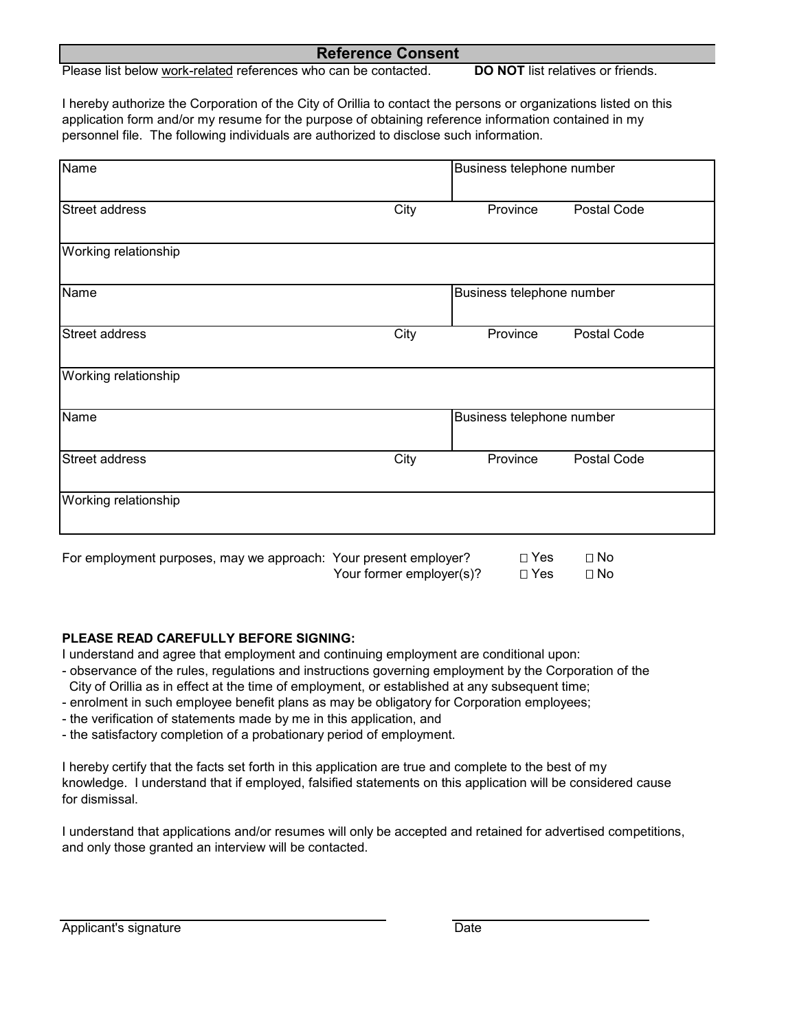## Reference Consent

Please list below work-related references who can be contacted. **DO NOT** list relatives or friends.

I hereby authorize the Corporation of the City of Orillia to contact the persons or organizations listed on this application form and/or my resume for the purpose of obtaining reference information contained in my personnel file. The following individuals are authorized to disclose such information.

| | | | |
|---|---|---|---|
| Name | | Business telephone number | |
| Street address | City | Province | Postal Code |
| Working relationship | | | |
| Name | | Business telephone number | |
| Street address | City | Province | Postal Code |
| Working relationship | | | |
| Name | | Business telephone number | |
| Street address | City | Province | Postal Code |
| Working relationship | | | |

For employment purposes, may we approach: Your present employer? □ Yes □ No
Your former employer(s)? □ Yes □ No

**PLEASE READ CAREFULLY BEFORE SIGNING:**

I understand and agree that employment and continuing employment are conditional upon:

- observance of the rules, regulations and instructions governing employment by the Corporation of the City of Orillia as in effect at the time of employment, or established at any subsequent time;
- enrolment in such employee benefit plans as may be obligatory for Corporation employees;
- the verification of statements made by me in this application, and
- the satisfactory completion of a probationary period of employment.

I hereby certify that the facts set forth in this application are true and complete to the best of my knowledge. I understand that if employed, falsified statements on this application will be considered cause for dismissal.

I understand that applications and/or resumes will only be accepted and retained for advertised competitions, and only those granted an interview will be contacted.

Applicant's signature ______________________ Date ______________________